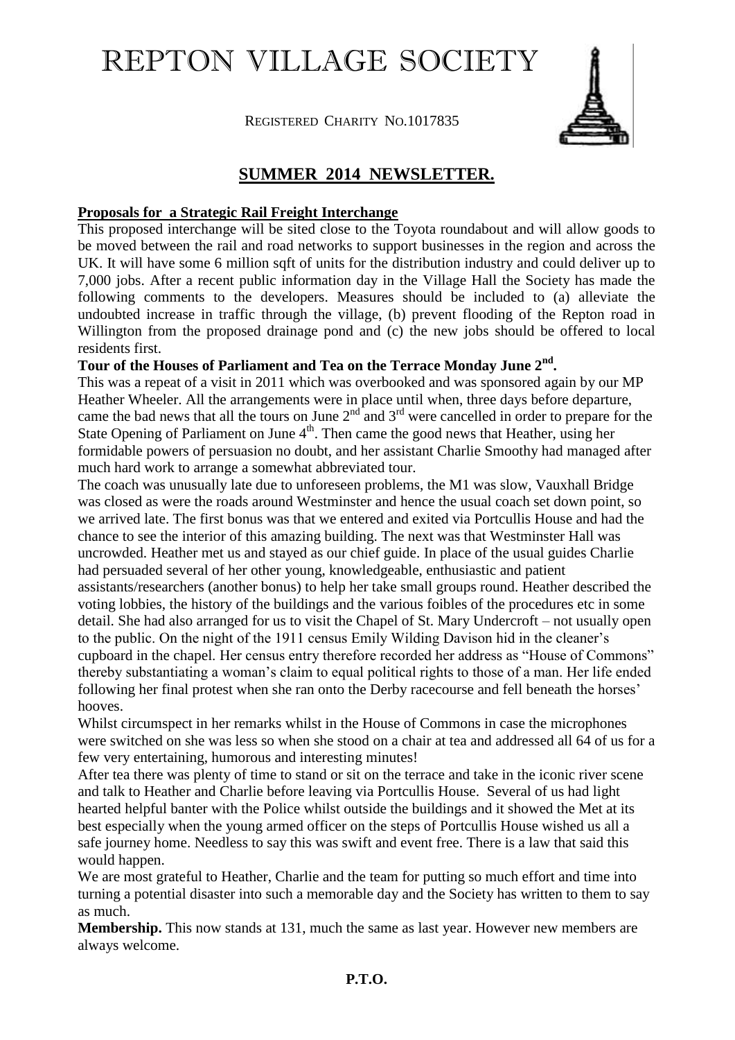# REPTON VILLAGE SOCIETY

REGISTERED CHARITY NO.1017835

## SUMMER 2014 NEWSLETTER.

**Proposals for a Strategic Rail Freight Interchange**

This proposed interchange will be sited close to the Toyota roundabout and will allow goods to be moved between the rail and road networks to support businesses in the region and across the UK. It will have some 6 million sqft of units for the distribution industry and could deliver up to 7,000 jobs. After a recent public information day in the Village Hall the Society has made the following comments to the developers. Measures should be included to (a) alleviate the undoubted increase in traffic through the village, (b) prevent flooding of the Repton road in Willington from the proposed drainage pond and (c) the new jobs should be offered to local residents first.

**Tour of the Houses of Parliament and Tea on the Terrace Monday June 2nd.**

This was a repeat of a visit in 2011 which was overbooked and was sponsored again by our MP Heather Wheeler. All the arrangements were in place until when, three days before departure, came the bad news that all the tours on June 2nd and 3rd were cancelled in order to prepare for the State Opening of Parliament on June 4th. Then came the good news that Heather, using her formidable powers of persuasion no doubt, and her assistant Charlie Smoothy had managed after much hard work to arrange a somewhat abbreviated tour.

The coach was unusually late due to unforeseen problems, the M1 was slow, Vauxhall Bridge was closed as were the roads around Westminster and hence the usual coach set down point, so we arrived late. The first bonus was that we entered and exited via Portcullis House and had the chance to see the interior of this amazing building. The next was that Westminster Hall was uncrowded. Heather met us and stayed as our chief guide. In place of the usual guides Charlie had persuaded several of her other young, knowledgeable, enthusiastic and patient assistants/researchers (another bonus) to help her take small groups round. Heather described the voting lobbies, the history of the buildings and the various foibles of the procedures etc in some detail. She had also arranged for us to visit the Chapel of St. Mary Undercroft – not usually open to the public. On the night of the 1911 census Emily Wilding Davison hid in the cleaner's cupboard in the chapel. Her census entry therefore recorded her address as "House of Commons" thereby substantiating a woman's claim to equal political rights to those of a man. Her life ended following her final protest when she ran onto the Derby racecourse and fell beneath the horses' hooves.

Whilst circumspect in her remarks whilst in the House of Commons in case the microphones were switched on she was less so when she stood on a chair at tea and addressed all 64 of us for a few very entertaining, humorous and interesting minutes!

After tea there was plenty of time to stand or sit on the terrace and take in the iconic river scene and talk to Heather and Charlie before leaving via Portcullis House. Several of us had light hearted helpful banter with the Police whilst outside the buildings and it showed the Met at its best especially when the young armed officer on the steps of Portcullis House wished us all a safe journey home. Needless to say this was swift and event free. There is a law that said this would happen.

We are most grateful to Heather, Charlie and the team for putting so much effort and time into turning a potential disaster into such a memorable day and the Society has written to them to say as much.

**Membership.** This now stands at 131, much the same as last year. However new members are always welcome.

**P.T.O.**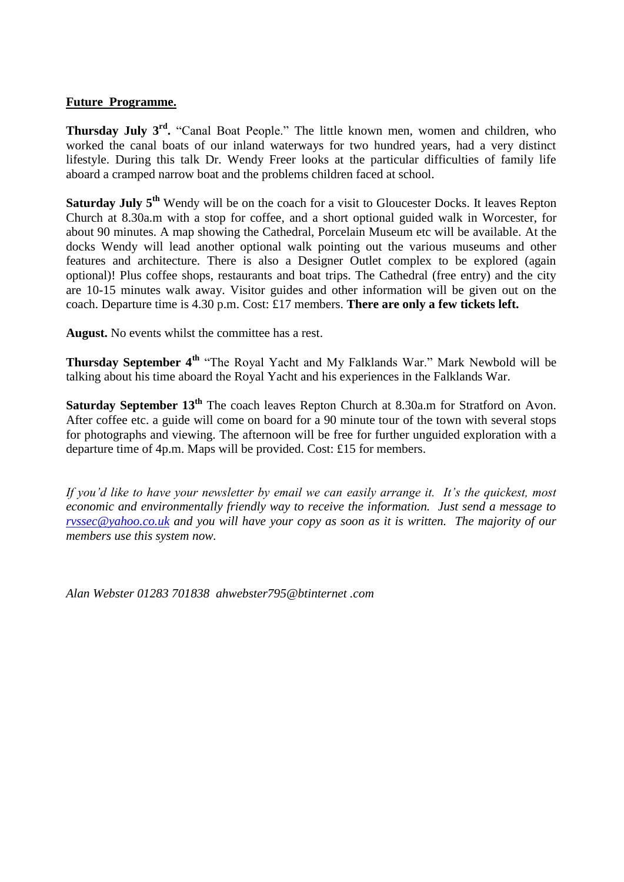**Future Programme.**

**Thursday July 3rd.** "Canal Boat People." The little known men, women and children, who worked the canal boats of our inland waterways for two hundred years, had a very distinct lifestyle. During this talk Dr. Wendy Freer looks at the particular difficulties of family life aboard a cramped narrow boat and the problems children faced at school.

**Saturday July 5th** Wendy will be on the coach for a visit to Gloucester Docks. It leaves Repton Church at 8.30a.m with a stop for coffee, and a short optional guided walk in Worcester, for about 90 minutes. A map showing the Cathedral, Porcelain Museum etc will be available. At the docks Wendy will lead another optional walk pointing out the various museums and other features and architecture. There is also a Designer Outlet complex to be explored (again optional)! Plus coffee shops, restaurants and boat trips. The Cathedral (free entry) and the city are 10-15 minutes walk away. Visitor guides and other information will be given out on the coach. Departure time is 4.30 p.m. Cost: £17 members. **There are only a few tickets left.**

**August.** No events whilst the committee has a rest.

**Thursday September 4th** "The Royal Yacht and My Falklands War." Mark Newbold will be talking about his time aboard the Royal Yacht and his experiences in the Falklands War.

**Saturday September 13th** The coach leaves Repton Church at 8.30a.m for Stratford on Avon. After coffee etc. a guide will come on board for a 90 minute tour of the town with several stops for photographs and viewing. The afternoon will be free for further unguided exploration with a departure time of 4p.m. Maps will be provided. Cost: £15 for members.

*If you'd like to have your newsletter by email we can easily arrange it. It's the quickest, most economic and environmentally friendly way to receive the information. Just send a message to rvssec@yahoo.co.uk and you will have your copy as soon as it is written. The majority of our members use this system now.*

*Alan Webster 01283 701838 ahwebster795@btinternet .com*